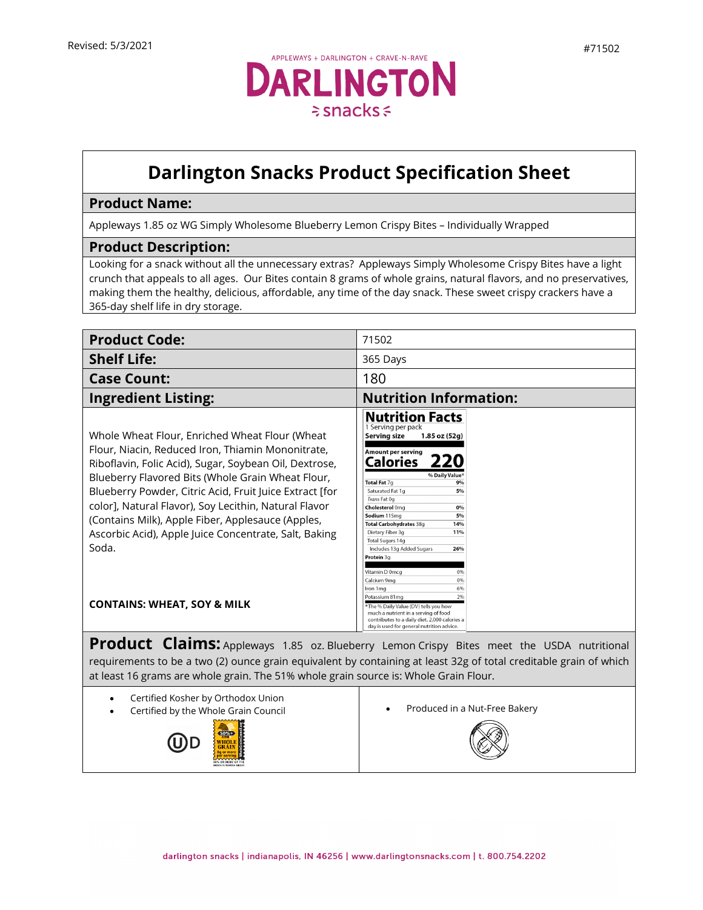Revised: 5/3/2021

#71502

APPLEWAYS + DARLINGTON + CRAVE-N-RAVE

DARLINGTON snacks

# Darlington Snacks Product Specification Sheet

## Product Name:

Appleways 1.85 oz WG Simply Wholesome Blueberry Lemon Crispy Bites – Individually Wrapped

## Product Description:

Looking for a snack without all the unnecessary extras? Appleways Simply Wholesome Crispy Bites have a light crunch that appeals to all ages. Our Bites contain 8 grams of whole grains, natural flavors, and no preservatives, making them the healthy, delicious, affordable, any time of the day snack. These sweet crispy crackers have a 365-day shelf life in dry storage.

| **Product Code:** | 71502 |
|---|---|
| **Shelf Life:** | 365 Days |
| **Case Count:** | 180 |

## Ingredient Listing:

Whole Wheat Flour, Enriched Wheat Flour (Wheat Flour, Niacin, Reduced Iron, Thiamin Mononitrate, Riboflavin, Folic Acid), Sugar, Soybean Oil, Dextrose, Blueberry Flavored Bits (Whole Grain Wheat Flour, Blueberry Powder, Citric Acid, Fruit Juice Extract [for color], Natural Flavor), Soy Lecithin, Natural Flavor (Contains Milk), Apple Fiber, Applesauce (Apples, Ascorbic Acid), Apple Juice Concentrate, Salt, Baking Soda.

**CONTAINS: WHEAT, SOY & MILK**

## Nutrition Information:

**Nutrition Facts**

1 Serving per pack

**Serving size 1.85 oz (52g)**

| Amount per serving | |
|---|---|
| **Calories** | **220** |
| | **% Daily Value*** |
| **Total Fat** 7g | **9%** |
| Saturated Fat 1g | **5%** |
| *Trans* Fat 0g | |
| **Cholesterol** 0mg | **0%** |
| **Sodium** 115mg | **5%** |
| **Total Carbohydrates** 38g | **14%** |
| Dietary Fiber 3g | **11%** |
| Total Sugars 14g | |
| Includes 13g Added Sugars | **26%** |
| **Protein** 3g | |
| Vitamin D 0mcg | 0% |
| Calcium 9mg | 0% |
| Iron 1mg | 6% |
| Potassium 81mg | 2% |

*The % Daily Value (DV) tells you how much a nutrient in a serving of food contributes to a daily diet. 2,000 calories a day is used for general nutrition advice.

**Product Claims:** Appleways 1.85 oz. Blueberry Lemon Crispy Bites meet the USDA nutritional requirements to be a two (2) ounce grain equivalent by containing at least 32g of total creditable grain of which at least 16 grams are whole grain. The 51% whole grain source is: Whole Grain Flour.

- Certified Kosher by Orthodox Union
- Certified by the Whole Grain Council
- Produced in a Nut-Free Bakery

darlington snacks | indianapolis, IN 46256 | www.darlingtonsnacks.com | t. 800.754.2202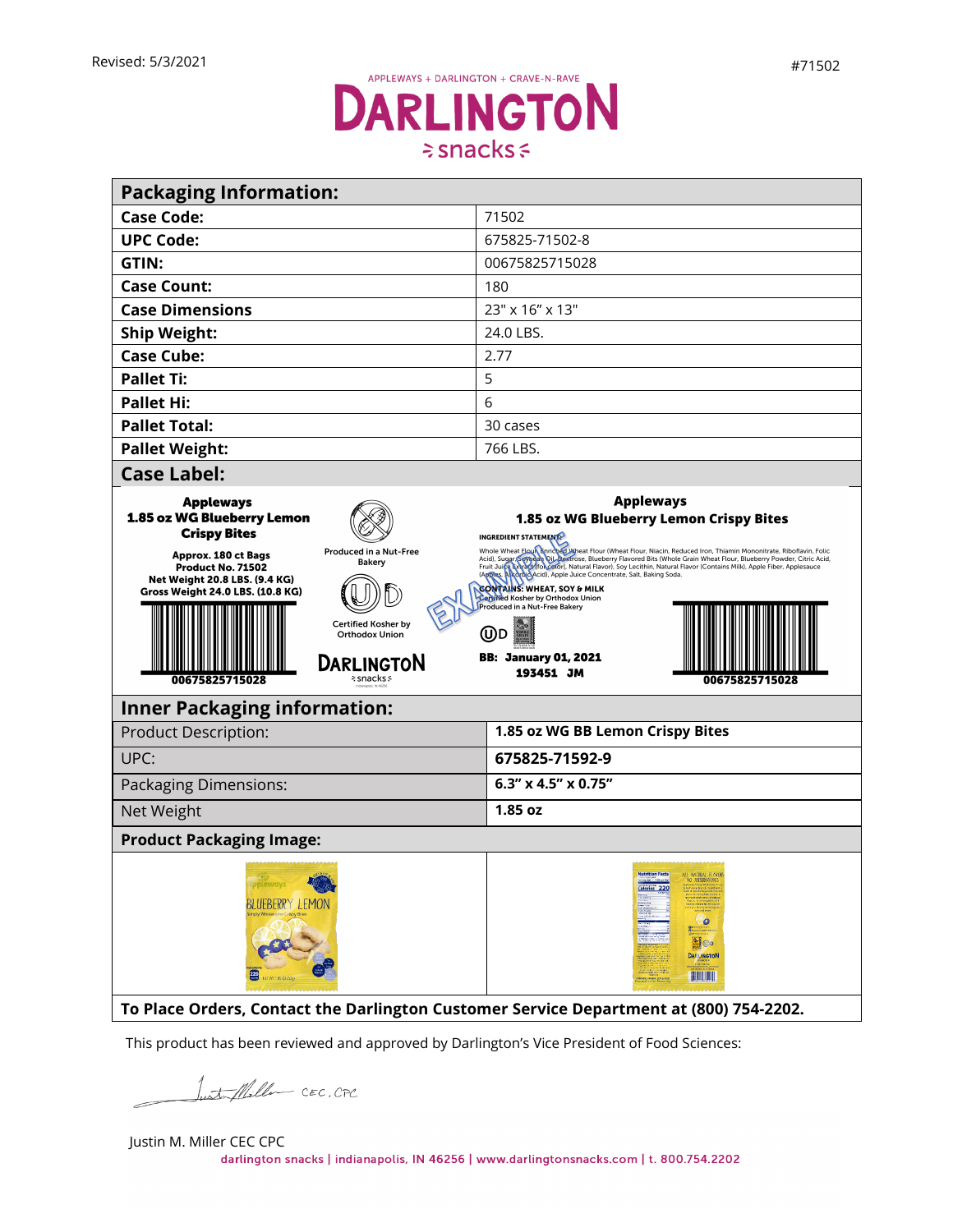Revised: 5/3/2021

#71502

APPLEWAYS + DARLINGTON + CRAVE-N-RAVE

# DARLINGTON snacks

| Packaging Information: | |
|---|---|
| **Case Code:** | 71502 |
| **UPC Code:** | 675825-71502-8 |
| **GTIN:** | 00675825715028 |
| **Case Count:** | 180 |
| **Case Dimensions** | 23" x 16" x 13" |
| **Ship Weight:** | 24.0 LBS. |
| **Case Cube:** | 2.77 |
| **Pallet Ti:** | 5 |
| **Pallet Hi:** | 6 |
| **Pallet Total:** | 30 cases |
| **Pallet Weight:** | 766 LBS. |

## Case Label:

**Appleways**
**1.85 oz WG Blueberry Lemon Crispy Bites**

**Approx. 180 ct Bags**
**Product No. 71502**
**Net Weight 20.8 LBS. (9.4 KG)**
**Gross Weight 24.0 LBS. (10.8 KG)**

00675825715028

Produced in a Nut-Free Bakery

Certified Kosher by Orthodox Union

DARLINGTON snacks

EXAMPLE

**Appleways**
**1.85 oz WG Blueberry Lemon Crispy Bites**

**INGREDIENT STATEMENT:** Whole Wheat Flour, Enriched Wheat Flour (Wheat Flour, Niacin, Reduced Iron, Thiamin Mononitrate, Riboflavin, Folic Acid), Sugar, Soybean Oil, Dextrose, Blueberry Flavored Bits (Whole Grain Wheat Flour, Blueberry Powder, Citric Acid, Fruit Juice Extract (for Color), Natural Flavor), Soy Lecithin, Natural Flavor (Contains Milk), Apple Fiber, Applesauce (Apples, Ascorbic Acid), Apple Juice Concentrate, Salt, Baking Soda.

**CONTAINS: WHEAT, SOY & MILK**
Certified Kosher by Orthodox Union
Produced in a Nut-Free Bakery

**BB: January 01, 2021**
**193451 JM**

00675825715028

| Inner Packaging information: | |
|---|---|
| Product Description: | **1.85 oz WG BB Lemon Crispy Bites** |
| UPC: | **675825-71592-9** |
| Packaging Dimensions: | **6.3" x 4.5" x 0.75"** |
| Net Weight | **1.85 oz** |

**Product Packaging Image:**

**To Place Orders, Contact the Darlington Customer Service Department at (800) 754-2202.**

This product has been reviewed and approved by Darlington's Vice President of Food Sciences:

Justin M. Miller CEC, CPC

Justin M. Miller CEC CPC

darlington snacks | indianapolis, IN 46256 | www.darlingtonsnacks.com | t. 800.754.2202